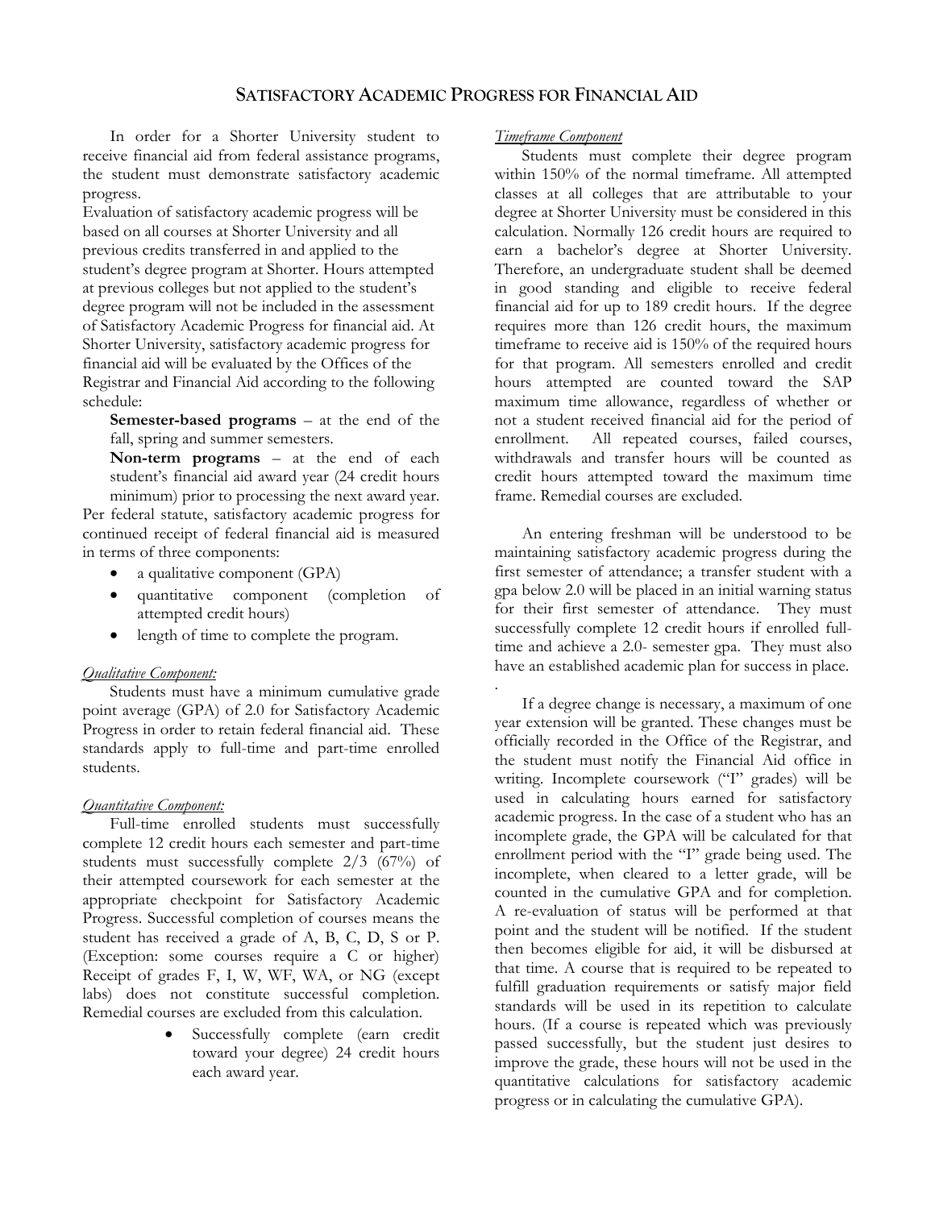# SATISFACTORY ACADEMIC PROGRESS FOR FINANCIAL AID

In order for a Shorter University student to receive financial aid from federal assistance programs, the student must demonstrate satisfactory academic progress.

Evaluation of satisfactory academic progress will be based on all courses at Shorter University and all previous credits transferred in and applied to the student's degree program at Shorter. Hours attempted at previous colleges but not applied to the student's degree program will not be included in the assessment of Satisfactory Academic Progress for financial aid. At Shorter University, satisfactory academic progress for financial aid will be evaluated by the Offices of the Registrar and Financial Aid according to the following schedule:

**Semester-based programs** – at the end of the fall, spring and summer semesters.

**Non-term programs** – at the end of each student's financial aid award year (24 credit hours minimum) prior to processing the next award year.

Per federal statute, satisfactory academic progress for continued receipt of federal financial aid is measured in terms of three components:

- a qualitative component (GPA)
- quantitative component (completion of attempted credit hours)
- length of time to complete the program.

*Qualitative Component:*

Students must have a minimum cumulative grade point average (GPA) of 2.0 for Satisfactory Academic Progress in order to retain federal financial aid. These standards apply to full-time and part-time enrolled students.

*Quantitative Component:*

Full-time enrolled students must successfully complete 12 credit hours each semester and part-time students must successfully complete 2/3 (67%) of their attempted coursework for each semester at the appropriate checkpoint for Satisfactory Academic Progress. Successful completion of courses means the student has received a grade of A, B, C, D, S or P. (Exception: some courses require a C or higher) Receipt of grades F, I, W, WF, WA, or NG (except labs) does not constitute successful completion. Remedial courses are excluded from this calculation.

- Successfully complete (earn credit toward your degree) 24 credit hours each award year.

*Timeframe Component*

Students must complete their degree program within 150% of the normal timeframe. All attempted classes at all colleges that are attributable to your degree at Shorter University must be considered in this calculation. Normally 126 credit hours are required to earn a bachelor's degree at Shorter University. Therefore, an undergraduate student shall be deemed in good standing and eligible to receive federal financial aid for up to 189 credit hours. If the degree requires more than 126 credit hours, the maximum timeframe to receive aid is 150% of the required hours for that program. All semesters enrolled and credit hours attempted are counted toward the SAP maximum time allowance, regardless of whether or not a student received financial aid for the period of enrollment. All repeated courses, failed courses, withdrawals and transfer hours will be counted as credit hours attempted toward the maximum time frame. Remedial courses are excluded.

An entering freshman will be understood to be maintaining satisfactory academic progress during the first semester of attendance; a transfer student with a gpa below 2.0 will be placed in an initial warning status for their first semester of attendance. They must successfully complete 12 credit hours if enrolled full-time and achieve a 2.0- semester gpa. They must also have an established academic plan for success in place.

.

If a degree change is necessary, a maximum of one year extension will be granted. These changes must be officially recorded in the Office of the Registrar, and the student must notify the Financial Aid office in writing. Incomplete coursework ("I" grades) will be used in calculating hours earned for satisfactory academic progress. In the case of a student who has an incomplete grade, the GPA will be calculated for that enrollment period with the "I" grade being used. The incomplete, when cleared to a letter grade, will be counted in the cumulative GPA and for completion. A re-evaluation of status will be performed at that point and the student will be notified. If the student then becomes eligible for aid, it will be disbursed at that time. A course that is required to be repeated to fulfill graduation requirements or satisfy major field standards will be used in its repetition to calculate hours. (If a course is repeated which was previously passed successfully, but the student just desires to improve the grade, these hours will not be used in the quantitative calculations for satisfactory academic progress or in calculating the cumulative GPA).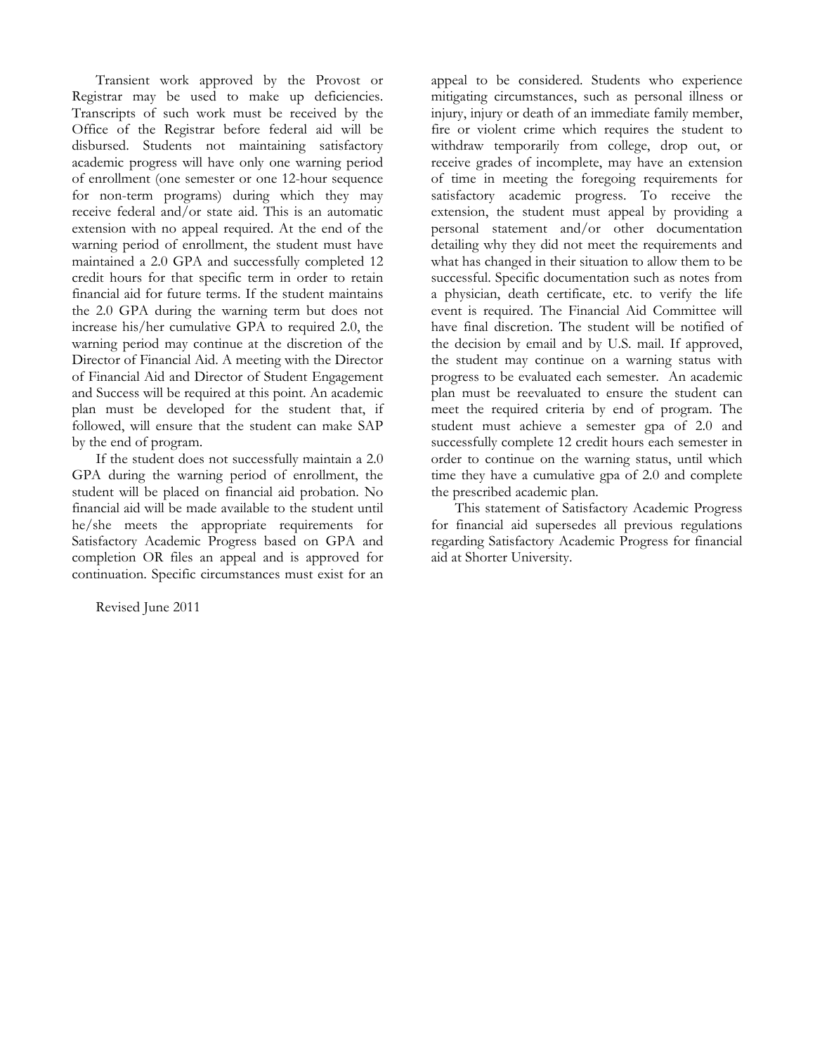Transient work approved by the Provost or Registrar may be used to make up deficiencies. Transcripts of such work must be received by the Office of the Registrar before federal aid will be disbursed. Students not maintaining satisfactory academic progress will have only one warning period of enrollment (one semester or one 12-hour sequence for non-term programs) during which they may receive federal and/or state aid. This is an automatic extension with no appeal required. At the end of the warning period of enrollment, the student must have maintained a 2.0 GPA and successfully completed 12 credit hours for that specific term in order to retain financial aid for future terms. If the student maintains the 2.0 GPA during the warning term but does not increase his/her cumulative GPA to required 2.0, the warning period may continue at the discretion of the Director of Financial Aid. A meeting with the Director of Financial Aid and Director of Student Engagement and Success will be required at this point. An academic plan must be developed for the student that, if followed, will ensure that the student can make SAP by the end of program.

If the student does not successfully maintain a 2.0 GPA during the warning period of enrollment, the student will be placed on financial aid probation. No financial aid will be made available to the student until he/she meets the appropriate requirements for Satisfactory Academic Progress based on GPA and completion OR files an appeal and is approved for continuation. Specific circumstances must exist for an appeal to be considered. Students who experience mitigating circumstances, such as personal illness or injury, injury or death of an immediate family member, fire or violent crime which requires the student to withdraw temporarily from college, drop out, or receive grades of incomplete, may have an extension of time in meeting the foregoing requirements for satisfactory academic progress. To receive the extension, the student must appeal by providing a personal statement and/or other documentation detailing why they did not meet the requirements and what has changed in their situation to allow them to be successful. Specific documentation such as notes from a physician, death certificate, etc. to verify the life event is required. The Financial Aid Committee will have final discretion. The student will be notified of the decision by email and by U.S. mail. If approved, the student may continue on a warning status with progress to be evaluated each semester. An academic plan must be reevaluated to ensure the student can meet the required criteria by end of program. The student must achieve a semester gpa of 2.0 and successfully complete 12 credit hours each semester in order to continue on the warning status, until which time they have a cumulative gpa of 2.0 and complete the prescribed academic plan.

This statement of Satisfactory Academic Progress for financial aid supersedes all previous regulations regarding Satisfactory Academic Progress for financial aid at Shorter University.

Revised June 2011